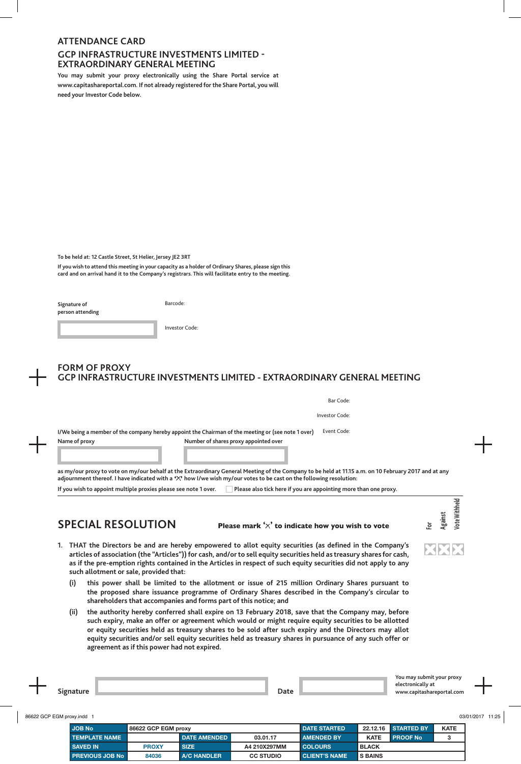## ATTENDANCE CARD

## GCP INFRASTRUCTURE INVESTMENTS LIMITED - EXTRAORDINARY GENERAL MEETING

**You may submit your proxy electronically using the Share Portal service at www.capitashareportal.com. If not already registered for the Share Portal, you will need your Investor Code below.**

**To be held at: 12 Castle Street, St Helier, Jersey JE2 3RT**

**If you wish to attend this meeting in your capacity as a holder of Ordinary Shares, please sign this card and on arrival hand it to the Company's registrars. This will facilitate entry to the meeting.**

**Signature of person attending**

Barcode:

Investor Code:

## FORM OF PROXY

## GCP INFRASTRUCTURE INVESTMENTS LIMITED - EXTRAORDINARY GENERAL MEETING

Bar Code:

Investor Code:

Event Code:

**I/We being a member of the company hereby appoint the Chairman of the meeting or (see note 1 over)**

**Name of proxy** | **Number of shares proxy appointed over**

**as my/our proxy to vote on my/our behalf at the Extraordinary General Meeting of the Company to be held at 11.15 a.m. on 10 February 2017 and at any adjournment thereof. I have indicated with a 'X' how I/we wish my/our votes to be cast on the following resolution:**

**If you wish to appoint multiple proxies please see note 1 over.** ☐ **Please also tick here if you are appointing more than one proxy.**

## SPECIAL RESOLUTION

**Please mark 'X' to indicate how you wish to vote**

For | Against | Vote Withheld

1. **THAT the Directors be and are hereby empowered to allot equity securities (as defined in the Company's articles of association (the "Articles")) for cash, and/or to sell equity securities held as treasury shares for cash, as if the pre-emption rights contained in the Articles in respect of such equity securities did not apply to any such allotment or sale, provided that:**
   - **(i) this power shall be limited to the allotment or issue of 215 million Ordinary Shares pursuant to the proposed share issuance programme of Ordinary Shares described in the Company's circular to shareholders that accompanies and forms part of this notice; and**
   - **(ii) the authority hereby conferred shall expire on 13 February 2018, save that the Company may, before such expiry, make an offer or agreement which would or might require equity securities to be allotted or equity securities held as treasury shares to be sold after such expiry and the Directors may allot equity securities and/or sell equity securities held as treasury shares in pursuance of any such offer or agreement as if this power had not expired.**

**Signature** | **Date**

**You may submit your proxy electronically at www.capitashareportal.com**

86622 GCP EGM proxy.indd 1 | 03/01/2017 11:25

| JOB No | 86622 GCP EGM proxy | | | DATE STARTED | 22.12.16 | STARTED BY | KATE |
|---|---|---|---|---|---|---|---|
| TEMPLATE NAME | | DATE AMENDED | 03.01.17 | AMENDED BY | KATE | PROOF No | 3 |
| SAVED IN | PROXY | SIZE | A4 210X297MM | COLOURS | BLACK | | |
| PREVIOUS JOB No | 84036 | A/C HANDLER | CC STUDIO | CLIENT'S NAME | S BAINS | | |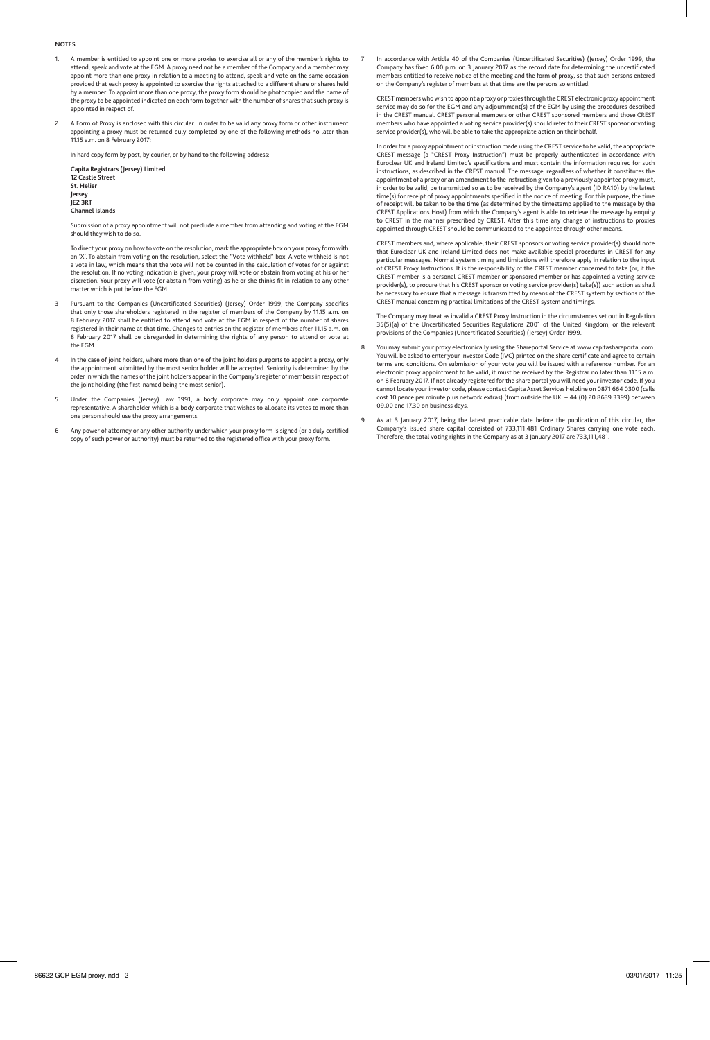NOTES

1. A member is entitled to appoint one or more proxies to exercise all or any of the member's rights to attend, speak and vote at the EGM. A proxy need not be a member of the Company and a member may appoint more than one proxy in relation to a meeting to attend, speak and vote on the same occasion provided that each proxy is appointed to exercise the rights attached to a different share or shares held by a member. To appoint more than one proxy, the proxy form should be photocopied and the name of the proxy to be appointed indicated on each form together with the number of shares that such proxy is appointed in respect of.

2. A Form of Proxy is enclosed with this circular. In order to be valid any proxy form or other instrument appointing a proxy must be returned duly completed by one of the following methods no later than 11.15 a.m. on 8 February 2017:

   In hard copy form by post, by courier, or by hand to the following address:

   **Capita Registrars (Jersey) Limited**
   **12 Castle Street**
   **St. Helier**
   **Jersey**
   **JE2 3RT**
   **Channel Islands**

   Submission of a proxy appointment will not preclude a member from attending and voting at the EGM should they wish to do so.

   To direct your proxy on how to vote on the resolution, mark the appropriate box on your proxy form with an 'X'. To abstain from voting on the resolution, select the "Vote withheld" box. A vote withheld is not a vote in law, which means that the vote will not be counted in the calculation of votes for or against the resolution. If no voting indication is given, your proxy will vote or abstain from voting at his or her discretion. Your proxy will vote (or abstain from voting) as he or she thinks fit in relation to any other matter which is put before the EGM.

3. Pursuant to the Companies (Uncertificated Securities) (Jersey) Order 1999, the Company specifies that only those shareholders registered in the register of members of the Company by 11.15 a.m. on 8 February 2017 shall be entitled to attend and vote at the EGM in respect of the number of shares registered in their name at that time. Changes to entries on the register of members after 11.15 a.m. on 8 February 2017 shall be disregarded in determining the rights of any person to attend or vote at the EGM.

4. In the case of joint holders, where more than one of the joint holders purports to appoint a proxy, only the appointment submitted by the most senior holder will be accepted. Seniority is determined by the order in which the names of the joint holders appear in the Company's register of members in respect of the joint holding (the first-named being the most senior).

5. Under the Companies (Jersey) Law 1991, a body corporate may only appoint one corporate representative. A shareholder which is a body corporate that wishes to allocate its votes to more than one person should use the proxy arrangements.

6. Any power of attorney or any other authority under which your proxy form is signed (or a duly certified copy of such power or authority) must be returned to the registered office with your proxy form.

7. In accordance with Article 40 of the Companies (Uncertificated Securities) (Jersey) Order 1999, the Company has fixed 6.00 p.m. on 3 January 2017 as the record date for determining the uncertificated members entitled to receive notice of the meeting and the form of proxy, so that such persons entered on the Company's register of members at that time are the persons so entitled.

   CREST members who wish to appoint a proxy or proxies through the CREST electronic proxy appointment service may do so for the EGM and any adjournment(s) of the EGM by using the procedures described in the CREST manual. CREST personal members or other CREST sponsored members and those CREST members who have appointed a voting service provider(s) should refer to their CREST sponsor or voting service provider(s), who will be able to take the appropriate action on their behalf.

   In order for a proxy appointment or instruction made using the CREST service to be valid, the appropriate CREST message (a "CREST Proxy Instruction") must be properly authenticated in accordance with Euroclear UK and Ireland Limited's specifications and must contain the information required for such instructions, as described in the CREST manual. The message, regardless of whether it constitutes the appointment of a proxy or an amendment to the instruction given to a previously appointed proxy must, in order to be valid, be transmitted so as to be received by the Company's agent (ID RA10) by the latest time(s) for receipt of proxy appointments specified in the notice of meeting. For this purpose, the time of receipt will be taken to be the time (as determined by the timestamp applied to the message by the CREST Applications Host) from which the Company's agent is able to retrieve the message by enquiry to CREST in the manner prescribed by CREST. After this time any change of instructions to proxies appointed through CREST should be communicated to the appointee through other means.

   CREST members and, where applicable, their CREST sponsors or voting service provider(s) should note that Euroclear UK and Ireland Limited does not make available special procedures in CREST for any particular messages. Normal system timing and limitations will therefore apply in relation to the input of CREST Proxy Instructions. It is the responsibility of the CREST member concerned to take (or, if the CREST member is a personal CREST member or sponsored member or has appointed a voting service provider(s), to procure that his CREST sponsor or voting service provider(s) take(s)) such action as shall be necessary to ensure that a message is transmitted by means of the CREST system by sections of the CREST manual concerning practical limitations of the CREST system and timings.

   The Company may treat as invalid a CREST Proxy Instruction in the circumstances set out in Regulation 35(5)(a) of the Uncertificated Securities Regulations 2001 of the United Kingdom, or the relevant provisions of the Companies (Uncertificated Securities) (Jersey) Order 1999.

8. You may submit your proxy electronically using the Shareportal Service at www.capitashareportal.com. You will be asked to enter your Investor Code (IVC) printed on the share certificate and agree to certain terms and conditions. On submission of your vote you will be issued with a reference number. For an electronic proxy appointment to be valid, it must be received by the Registrar no later than 11.15 a.m. on 8 February 2017. If not already registered for the share portal you will need your investor code. If you cannot locate your investor code, please contact Capita Asset Services helpline on 0871 664 0300 (calls cost 10 pence per minute plus network extras) (from outside the UK: + 44 (0) 20 8639 3399) between 09.00 and 17.30 on business days.

9. As at 3 January 2017, being the latest practicable date before the publication of this circular, the Company's issued share capital consisted of 733,111,481 Ordinary Shares carrying one vote each. Therefore, the total voting rights in the Company as at 3 January 2017 are 733,111,481.